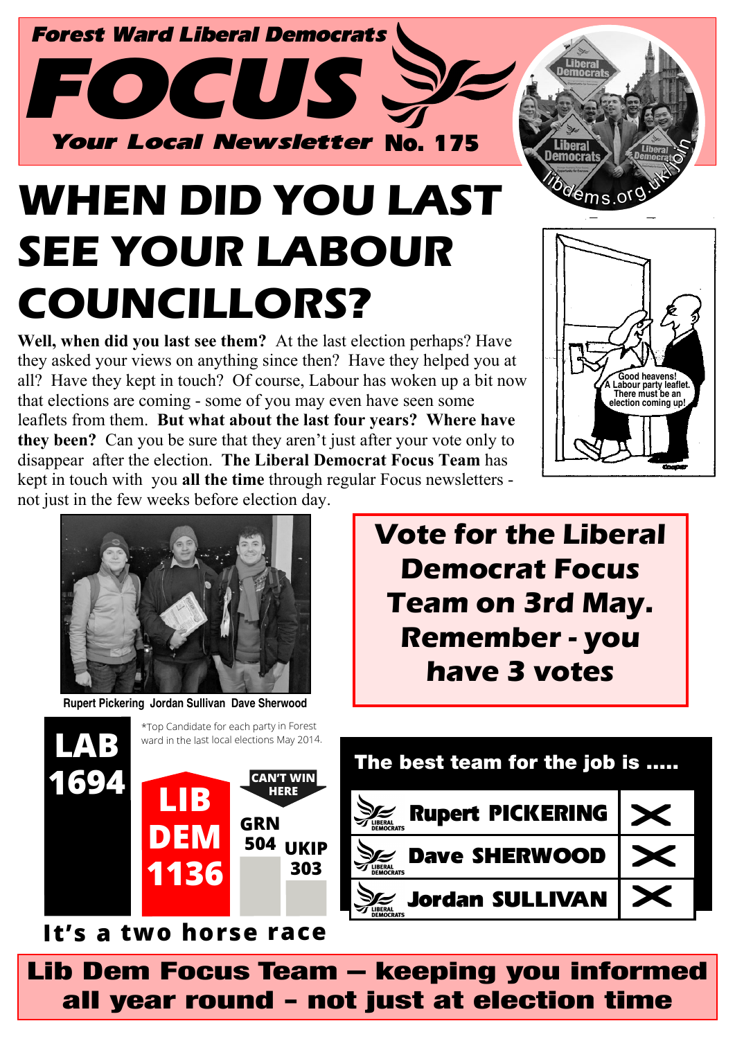Forest Ward Liberal Democrats

# FOCUS

Your Local Newsletter No. 175

libdems.org.uk/join

# WHEN DID YOU LAST SEE YOUR LABOUR COUNCILLORS?

**Well, when did you last see them?** At the last election perhaps? Have they asked your views on anything since then? Have they helped you at all? Have they kept in touch? Of course, Labour has woken up a bit now that elections are coming - some of you may even have seen some leaflets from them. **But what about the last four years? Where have they been?** Can you be sure that they aren't just after your vote only to disappear after the election. **The Liberal Democrat Focus Team** has kept in touch with you **all the time** through regular Focus newsletters - not just in the few weeks before election day.

Good heavens! A Labour party leaflet. There must be an election coming up!

Rupert Pickering  Jordan Sullivan  Dave Sherwood

## Vote for the Liberal Democrat Focus Team on 3rd May. Remember - you have 3 votes

*Top Candidate for each party in Forest ward in the last local elections May 2014.

| Party | Votes |
|---|---|
| LAB | 1694 |
| LIB DEM | 1136 |
| GRN | 504 |
| UKIP | 303 |

CAN'T WIN HERE

**It's a two horse race**

### The best team for the job is .....

| Candidate | |
|---|---|
| Rupert PICKERING | X |
| Dave SHERWOOD | X |
| Jordan SULLIVAN | X |

**Lib Dem Focus Team – keeping you informed all year round – not just at election time**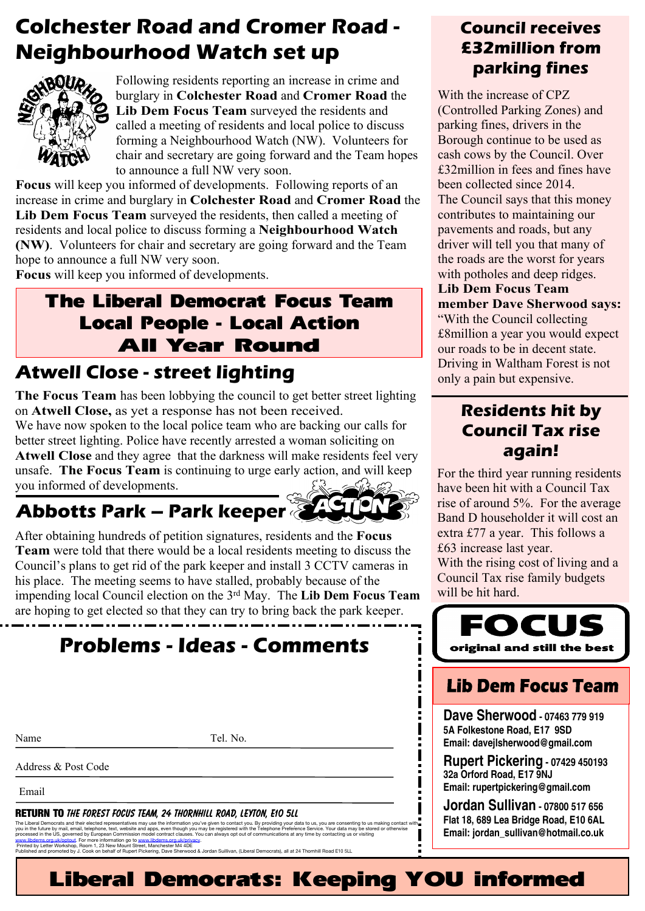# Colchester Road and Cromer Road - Neighbourhood Watch set up

Following residents reporting an increase in crime and burglary in **Colchester Road** and **Cromer Road** the **Lib Dem Focus Team** surveyed the residents and called a meeting of residents and local police to discuss forming a Neighbourhood Watch (NW). Volunteers for chair and secretary are going forward and the Team hopes to announce a full NW very soon.

**Focus** will keep you informed of developments. Following reports of an increase in crime and burglary in **Colchester Road** and **Cromer Road** the **Lib Dem Focus Team** surveyed the residents, then called a meeting of residents and local police to discuss forming a **Neighbourhood Watch (NW)**. Volunteers for chair and secretary are going forward and the Team hope to announce a full NW very soon.

**Focus** will keep you informed of developments.

**The Liberal Democrat Focus Team**
**Local People - Local Action**
**All Year Round**

## Atwell Close - street lighting

**The Focus Team** has been lobbying the council to get better street lighting on **Atwell Close,** as yet a response has not been received.

We have now spoken to the local police team who are backing our calls for better street lighting. Police have recently arrested a woman soliciting on **Atwell Close** and they agree that the darkness will make residents feel very unsafe. **The Focus Team** is continuing to urge early action, and will keep you informed of developments.

## Abbotts Park – Park keeper

ACTION

After obtaining hundreds of petition signatures, residents and the **Focus Team** were told that there would be a local residents meeting to discuss the Council's plans to get rid of the park keeper and install 3 CCTV cameras in his place. The meeting seems to have stalled, probably because of the impending local Council election on the 3rd May. The **Lib Dem Focus Team** are hoping to get elected so that they can try to bring back the park keeper.

## Problems - Ideas - Comments

Name ____________________ Tel. No. ____________________

Address & Post Code ____________________

Email ____________________

**RETURN TO** *THE FOREST FOCUS TEAM, 24 THORNHILL ROAD, LEYTON, E10 5LL*

The Liberal Democrats and their elected representatives may use the information you've given to contact you. By providing your data to us, you are consenting to us making contact with you in the future by mail, email, telephone, text, website and apps, even though you may be registered with the Telephone Preference Service. Your data may be stored or otherwise processed in the US, governed by European Commission model contract clauses. You can always opt out of communications at any time by contacting us or visiting www.libdems.org.uk/optout. For more information go to www.libdems.org.uk/privacy.
Printed by Letter Workshop, Room 1, 23 New Mount Street, Manchester M4 4DE
Published and promoted by J. Cook on behalf of Rupert Pickering, Dave Sherwood & Jordan Suillivan, (Liberal Democrats), all at 24 Thornhill Road E10 5LL

## Council receives £32million from parking fines

With the increase of CPZ (Controlled Parking Zones) and parking fines, drivers in the Borough continue to be used as cash cows by the Council. Over £32million in fees and fines have been collected since 2014.

The Council says that this money contributes to maintaining our pavements and roads, but any driver will tell you that many of the roads are the worst for years with potholes and deep ridges.

**Lib Dem Focus Team member Dave Sherwood says:** "With the Council collecting £8million a year you would expect our roads to be in decent state. Driving in Waltham Forest is not only a pain but expensive.

## Residents hit by Council Tax rise again!

For the third year running residents have been hit with a Council Tax rise of around 5%. For the average Band D householder it will cost an extra £77 a year. This follows a £63 increase last year.

With the rising cost of living and a Council Tax rise family budgets will be hit hard.

**FOCUS**
**original and still the best**

## Lib Dem Focus Team

**Dave Sherwood - 07463 779 919**
5A Folkestone Road, E17 9SD
Email: davejlsherwood@gmail.com

**Rupert Pickering - 07429 450193**
32a Orford Road, E17 9NJ
Email: rupertpickering@gmail.com

**Jordan Sullivan - 07800 517 656**
Flat 18, 689 Lea Bridge Road, E10 6AL
Email: jordan_sullivan@hotmail.co.uk

**Liberal Democrats: Keeping YOU informed**